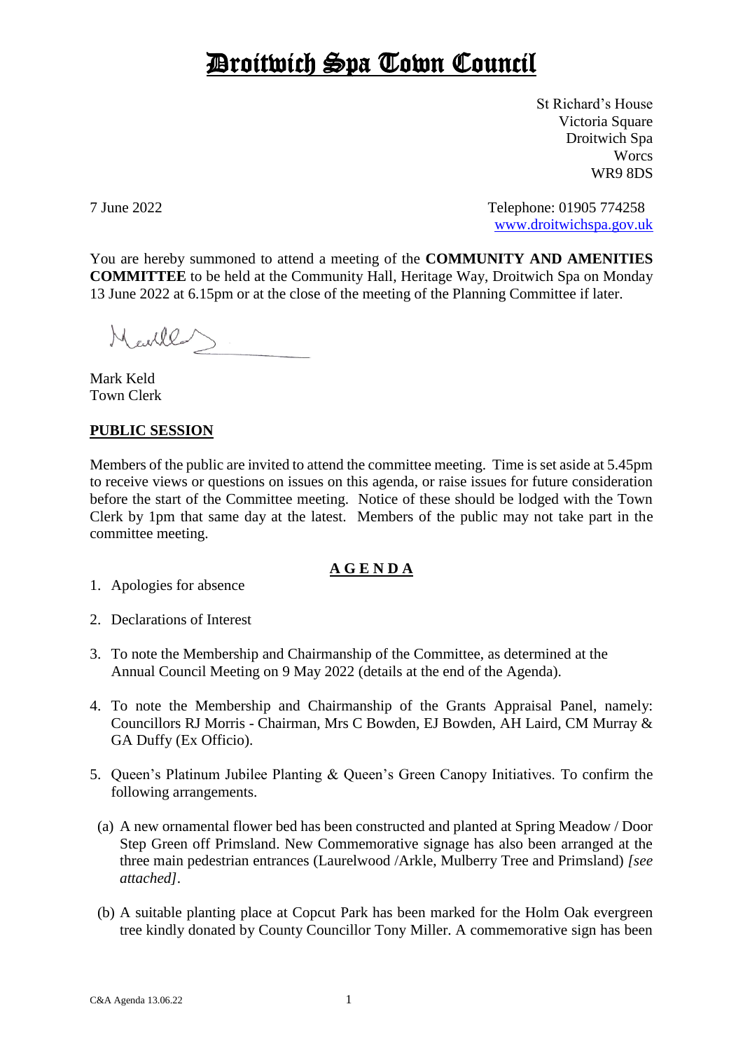# Droitwich Spa Town Council

St Richard's House
Victoria Square
Droitwich Spa
Worcs
WR9 8DS

7 June 2022

Telephone: 01905 774258
www.droitwichspa.gov.uk

You are hereby summoned to attend a meeting of the **COMMUNITY AND AMENITIES COMMITTEE** to be held at the Community Hall, Heritage Way, Droitwich Spa on Monday 13 June 2022 at 6.15pm or at the close of the meeting of the Planning Committee if later.

Mark Keld
Town Clerk

## PUBLIC SESSION

Members of the public are invited to attend the committee meeting. Time is set aside at 5.45pm to receive views or questions on issues on this agenda, or raise issues for future consideration before the start of the Committee meeting. Notice of these should be lodged with the Town Clerk by 1pm that same day at the latest. Members of the public may not take part in the committee meeting.

## A G E N D A

1. Apologies for absence

2. Declarations of Interest

3. To note the Membership and Chairmanship of the Committee, as determined at the Annual Council Meeting on 9 May 2022 (details at the end of the Agenda).

4. To note the Membership and Chairmanship of the Grants Appraisal Panel, namely: Councillors RJ Morris - Chairman, Mrs C Bowden, EJ Bowden, AH Laird, CM Murray & GA Duffy (Ex Officio).

5. Queen's Platinum Jubilee Planting & Queen's Green Canopy Initiatives. To confirm the following arrangements.

   (a) A new ornamental flower bed has been constructed and planted at Spring Meadow / Door Step Green off Primsland. New Commemorative signage has also been arranged at the three main pedestrian entrances (Laurelwood /Arkle, Mulberry Tree and Primsland) *[see attached]*.

   (b) A suitable planting place at Copcut Park has been marked for the Holm Oak evergreen tree kindly donated by County Councillor Tony Miller. A commemorative sign has been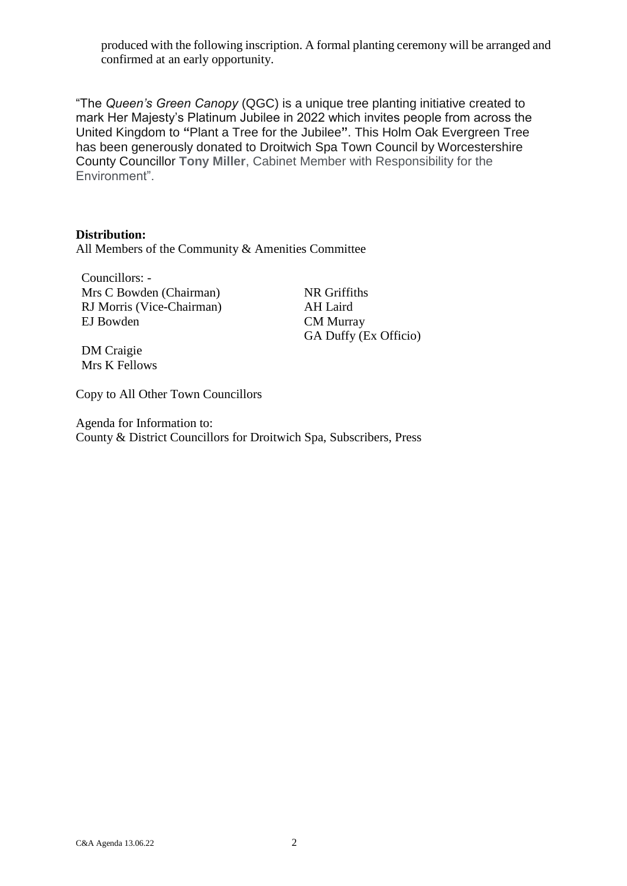produced with the following inscription. A formal planting ceremony will be arranged and confirmed at an early opportunity.

"The *Queen's Green Canopy* (QGC) is a unique tree planting initiative created to mark Her Majesty's Platinum Jubilee in 2022 which invites people from across the United Kingdom to **"**Plant a Tree for the Jubilee**"**. This Holm Oak Evergreen Tree has been generously donated to Droitwich Spa Town Council by Worcestershire County Councillor **Tony Miller**, Cabinet Member with Responsibility for the Environment".

**Distribution:**
All Members of the Community & Amenities Committee

Councillors: -
Mrs C Bowden (Chairman)
RJ Morris (Vice-Chairman)
EJ Bowden
DM Craigie
Mrs K Fellows
NR Griffiths
AH Laird
CM Murray
GA Duffy (Ex Officio)

Copy to All Other Town Councillors

Agenda for Information to:
County & District Councillors for Droitwich Spa, Subscribers, Press